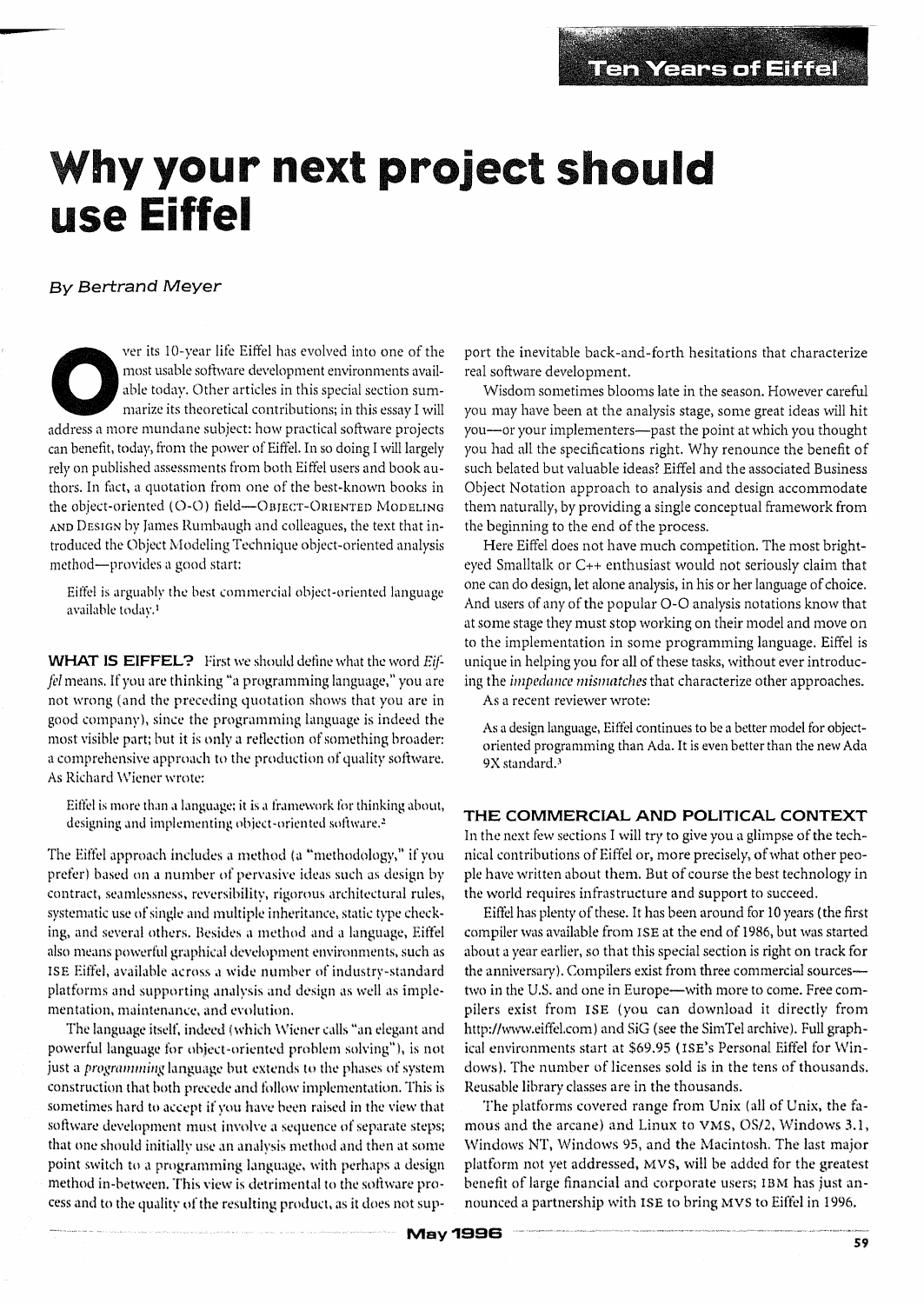# Why your next project should use Eiffel

*By Bertrand Meyer*

Over its 10-year life Eiffel has evolved into one of the most usable software development environments available today. Other articles in this special section summarize its theoretical contributions; in this essay I will address a more mundane subject: how practical software projects can benefit, today, from the power of Eiffel. In so doing I will largely rely on published assessments from both Eiffel users and book authors. In fact, a quotation from one of the best-known books in the object-oriented (O-O) field—OBJECT-ORIENTED MODELING AND DESIGN by James Rumbaugh and colleagues, the text that introduced the Object Modeling Technique object-oriented analysis method—provides a good start:

> Eiffel is arguably the best commercial object-oriented language available today.[1]

**WHAT IS EIFFEL?** First we should define what the word *Eiffel* means. If you are thinking "a programming language," you are not wrong (and the preceding quotation shows that you are in good company), since the programming language is indeed the most visible part; but it is only a reflection of something broader: a comprehensive approach to the production of quality software. As Richard Wiener wrote:

> Eiffel is more than a language; it is a framework for thinking about, designing and implementing object-oriented software.[2]

The Eiffel approach includes a method (a "methodology," if you prefer) based on a number of pervasive ideas such as design by contract, seamlessness, reversibility, rigorous architectural rules, systematic use of single and multiple inheritance, static type checking, and several others. Besides a method and a language, Eiffel also means powerful graphical development environments, such as ISE Eiffel, available across a wide number of industry-standard platforms and supporting analysis and design as well as implementation, maintenance, and evolution.

The language itself, indeed (which Wiener calls "an elegant and powerful language for object-oriented problem solving"), is not just a *programming* language but extends to the phases of system construction that both precede and follow implementation. This is sometimes hard to accept if you have been raised in the view that software development must involve a sequence of separate steps; that one should initially use an analysis method and then at some point switch to a programming language, with perhaps a design method in-between. This view is detrimental to the software process and to the quality of the resulting product, as it does not support the inevitable back-and-forth hesitations that characterize real software development.

Wisdom sometimes blooms late in the season. However careful you may have been at the analysis stage, some great ideas will hit you—or your implementers—past the point at which you thought you had all the specifications right. Why renounce the benefit of such belated but valuable ideas? Eiffel and the associated Business Object Notation approach to analysis and design accommodate them naturally, by providing a single conceptual framework from the beginning to the end of the process.

Here Eiffel does not have much competition. The most bright-eyed Smalltalk or C++ enthusiast would not seriously claim that one can do design, let alone analysis, in his or her language of choice. And users of any of the popular O-O analysis notations know that at some stage they must stop working on their model and move on to the implementation in some programming language. Eiffel is unique in helping you for all of these tasks, without ever introducing the *impedance mismatches* that characterize other approaches.

As a recent reviewer wrote:

> As a design language, Eiffel continues to be a better model for object-oriented programming than Ada. It is even better than the new Ada 9X standard.[3]

## THE COMMERCIAL AND POLITICAL CONTEXT

In the next few sections I will try to give you a glimpse of the technical contributions of Eiffel or, more precisely, of what other people have written about them. But of course the best technology in the world requires infrastructure and support to succeed.

Eiffel has plenty of these. It has been around for 10 years (the first compiler was available from ISE at the end of 1986, but was started about a year earlier, so that this special section is right on track for the anniversary). Compilers exist from three commercial sources—two in the U.S. and one in Europe—with more to come. Free compilers exist from ISE (you can download it directly from http://www.eiffel.com) and SiG (see the SimTel archive). Full graphical environments start at $69.95 (ISE's Personal Eiffel for Windows). The number of licenses sold is in the tens of thousands. Reusable library classes are in the thousands.

The platforms covered range from Unix (all of Unix, the famous and the arcane) and Linux to VMS, OS/2, Windows 3.1, Windows NT, Windows 95, and the Macintosh. The last major platform not yet addressed, MVS, will be added for the greatest benefit of large financial and corporate users; IBM has just announced a partnership with ISE to bring MVS to Eiffel in 1996.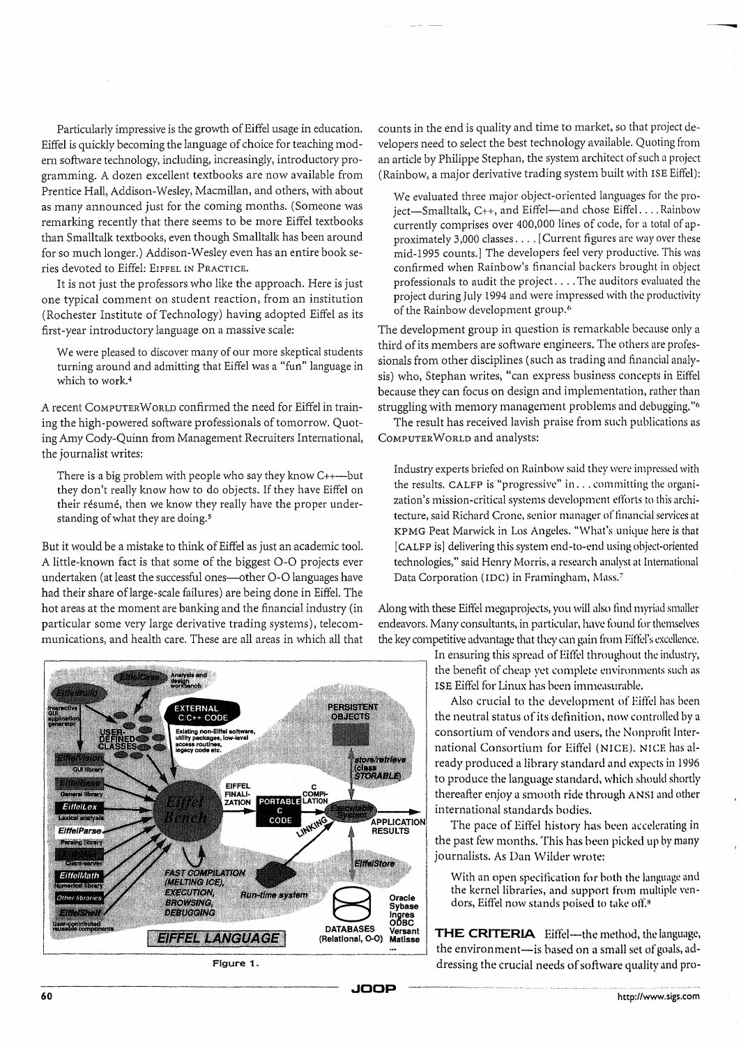Particularly impressive is the growth of Eiffel usage in education. Eiffel is quickly becoming the language of choice for teaching modern software technology, including, increasingly, introductory programming. A dozen excellent textbooks are now available from Prentice Hall, Addison-Wesley, Macmillan, and others, with about as many announced just for the coming months. (Someone was remarking recently that there seems to be more Eiffel textbooks than Smalltalk textbooks, even though Smalltalk has been around for so much longer.) Addison-Wesley even has an entire book series devoted to Eiffel: EIFFEL IN PRACTICE.

It is not just the professors who like the approach. Here is just one typical comment on student reaction, from an institution (Rochester Institute of Technology) having adopted Eiffel as its first-year introductory language on a massive scale:

> We were pleased to discover many of our more skeptical students turning around and admitting that Eiffel was a "fun" language in which to work.[4]

A recent COMPUTERWORLD confirmed the need for Eiffel in training the high-powered software professionals of tomorrow. Quoting Amy Cody-Quinn from Management Recruiters International, the journalist writes:

> There is a big problem with people who say they know C++—but they don't really know how to do objects. If they have Eiffel on their résumé, then we know they really have the proper understanding of what they are doing.[5]

But it would be a mistake to think of Eiffel as just an academic tool. A little-known fact is that some of the biggest O-O projects ever undertaken (at least the successful ones—other O-O languages have had their share of large-scale failures) are being done in Eiffel. The hot areas at the moment are banking and the financial industry (in particular some very large derivative trading systems), telecommunications, and health care. These are all areas in which all that counts in the end is quality and time to market, so that project developers need to select the best technology available. Quoting from an article by Philippe Stephan, the system architect of such a project (Rainbow, a major derivative trading system built with ISE Eiffel):

> We evaluated three major object-oriented languages for the project—Smalltalk, C++, and Eiffel—and chose Eiffel. . . . Rainbow currently comprises over 400,000 lines of code, for a total of approximately 3,000 classes . . . . [Current figures are way over these mid-1995 counts.] The developers feel very productive. This was confirmed when Rainbow's financial backers brought in object professionals to audit the project. . . . The auditors evaluated the project during July 1994 and were impressed with the productivity of the Rainbow development group.[6]

The development group in question is remarkable because only a third of its members are software engineers. The others are professionals from other disciplines (such as trading and financial analysis) who, Stephan writes, "can express business concepts in Eiffel because they can focus on design and implementation, rather than struggling with memory management problems and debugging."[6]

The result has received lavish praise from such publications as COMPUTERWORLD and analysts:

> Industry experts briefed on Rainbow said they were impressed with the results. CALFP is "progressive" in . . . committing the organization's mission-critical systems development efforts to this architecture, said Richard Crone, senior manager of financial services at KPMG Peat Marwick in Los Angeles. "What's unique here is that [CALFP is] delivering this system end-to-end using object-oriented technologies," said Henry Morris, a research analyst at International Data Corporation (IDC) in Framingham, Mass.[7]

Along with these Eiffel megaprojects, you will also find myriad smaller endeavors. Many consultants, in particular, have found for themselves the key competitive advantage that they can gain from Eiffel's excellence.

In ensuring this spread of Eiffel throughout the industry, the benefit of cheap yet complete environments such as ISE Eiffel for Linux has been immeasurable.

Also crucial to the development of Eiffel has been the neutral status of its definition, now controlled by a consortium of vendors and users, the Nonprofit International Consortium for Eiffel (NICE). NICE has already produced a library standard and expects in 1996 to produce the language standard, which should shortly thereafter enjoy a smooth ride through ANSI and other international standards bodies.

The pace of Eiffel history has been accelerating in the past few months. This has been picked up by many journalists. As Dan Wilder wrote:

> With an open specification for both the language and the kernel libraries, and support from multiple vendors, Eiffel now stands poised to take off.[8]

Figure 1.

**THE CRITERIA** Eiffel—the method, the language, the environment—is based on a small set of goals, addressing the crucial needs of software quality and pro-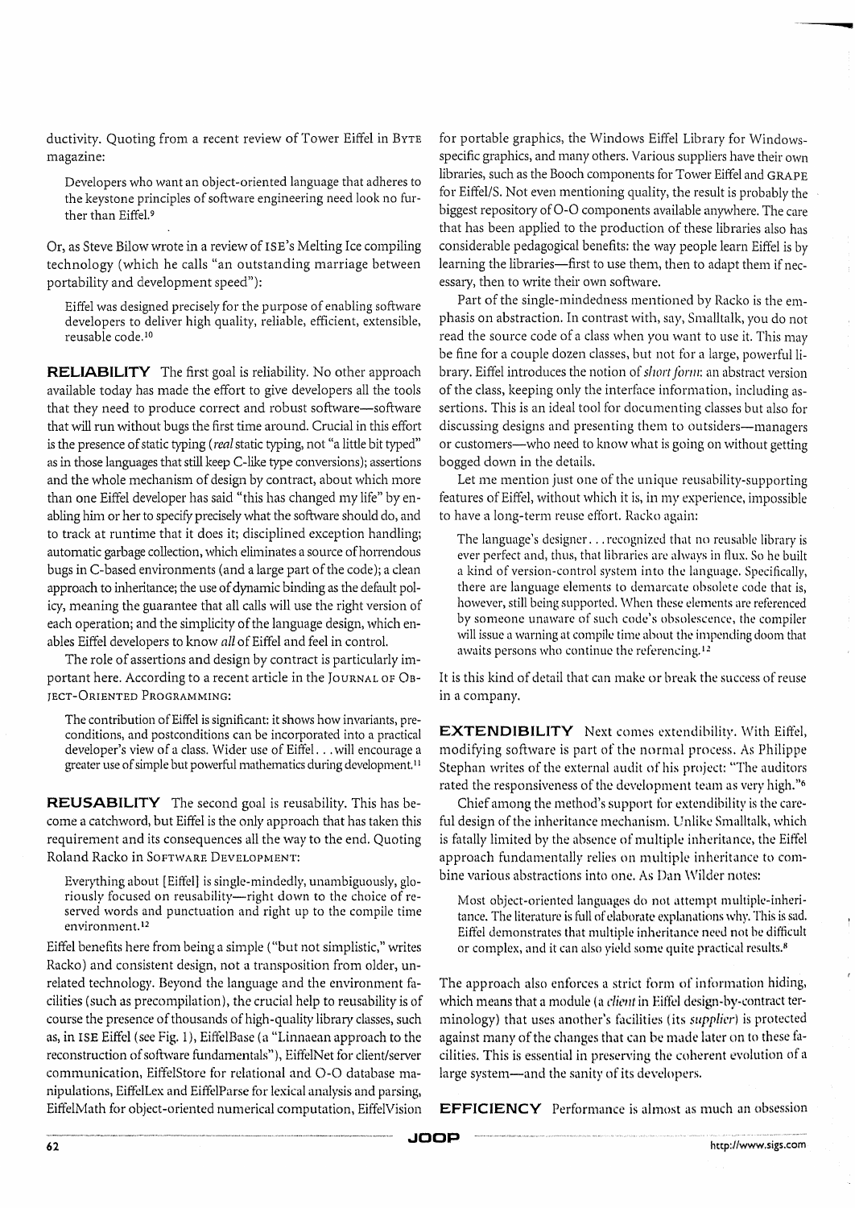ductivity. Quoting from a recent review of Tower Eiffel in BYTE magazine:

> Developers who want an object-oriented language that adheres to the keystone principles of software engineering need look no further than Eiffel.[9]

Or, as Steve Bilow wrote in a review of ISE's Melting Ice compiling technology (which he calls "an outstanding marriage between portability and development speed"):

> Eiffel was designed precisely for the purpose of enabling software developers to deliver high quality, reliable, efficient, extensible, reusable code.[10]

**RELIABILITY** The first goal is reliability. No other approach available today has made the effort to give developers all the tools that they need to produce correct and robust software—software that will run without bugs the first time around. Crucial in this effort is the presence of static typing (*real* static typing, not "a little bit typed" as in those languages that still keep C-like type conversions); assertions and the whole mechanism of design by contract, about which more than one Eiffel developer has said "this has changed my life" by enabling him or her to specify precisely what the software should do, and to track at runtime that it does it; disciplined exception handling; automatic garbage collection, which eliminates a source of horrendous bugs in C-based environments (and a large part of the code); a clean approach to inheritance; the use of dynamic binding as the default policy, meaning the guarantee that all calls will use the right version of each operation; and the simplicity of the language design, which enables Eiffel developers to know *all* of Eiffel and feel in control.

The role of assertions and design by contract is particularly important here. According to a recent article in the JOURNAL OF OBJECT-ORIENTED PROGRAMMING:

> The contribution of Eiffel is significant: it shows how invariants, preconditions, and postconditions can be incorporated into a practical developer's view of a class. Wider use of Eiffel. . . will encourage a greater use of simple but powerful mathematics during development.[11]

**REUSABILITY** The second goal is reusability. This has become a catchword, but Eiffel is the only approach that has taken this requirement and its consequences all the way to the end. Quoting Roland Racko in SOFTWARE DEVELOPMENT:

> Everything about [Eiffel] is single-mindedly, unambiguously, gloriously focused on reusability—right down to the choice of reserved words and punctuation and right up to the compile time environment.[12]

Eiffel benefits here from being a simple ("but not simplistic," writes Racko) and consistent design, not a transposition from older, unrelated technology. Beyond the language and the environment facilities (such as precompilation), the crucial help to reusability is of course the presence of thousands of high-quality library classes, such as, in ISE Eiffel (see Fig. 1), EiffelBase (a "Linnaean approach to the reconstruction of software fundamentals"), EiffelNet for client/server communication, EiffelStore for relational and O-O database manipulations, EiffelLex and EiffelParse for lexical analysis and parsing, EiffelMath for object-oriented numerical computation, EiffelVision for portable graphics, the Windows Eiffel Library for Windows-specific graphics, and many others. Various suppliers have their own libraries, such as the Booch components for Tower Eiffel and GRAPE for Eiffel/S. Not even mentioning quality, the result is probably the biggest repository of O-O components available anywhere. The care that has been applied to the production of these libraries also has considerable pedagogical benefits: the way people learn Eiffel is by learning the libraries—first to use them, then to adapt them if necessary, then to write their own software.

Part of the single-mindedness mentioned by Racko is the emphasis on abstraction. In contrast with, say, Smalltalk, you do not read the source code of a class when you want to use it. This may be fine for a couple dozen classes, but not for a large, powerful library. Eiffel introduces the notion of *short form*: an abstract version of the class, keeping only the interface information, including assertions. This is an ideal tool for documenting classes but also for discussing designs and presenting them to outsiders—managers or customers—who need to know what is going on without getting bogged down in the details.

Let me mention just one of the unique reusability-supporting features of Eiffel, without which it is, in my experience, impossible to have a long-term reuse effort. Racko again:

> The language's designer. . . recognized that no reusable library is ever perfect and, thus, that libraries are always in flux. So he built a kind of version-control system into the language. Specifically, there are language elements to demarcate obsolete code that is, however, still being supported. When these elements are referenced by someone unaware of such code's obsolescence, the compiler will issue a warning at compile time about the impending doom that awaits persons who continue the referencing.[12]

It is this kind of detail that can make or break the success of reuse in a company.

**EXTENDIBILITY** Next comes extendibility. With Eiffel, modifying software is part of the normal process. As Philippe Stephan writes of the external audit of his project: "The auditors rated the responsiveness of the development team as very high."[6]

Chief among the method's support for extendibility is the careful design of the inheritance mechanism. Unlike Smalltalk, which is fatally limited by the absence of multiple inheritance, the Eiffel approach fundamentally relies on multiple inheritance to combine various abstractions into one. As Dan Wilder notes:

> Most object-oriented languages do not attempt multiple-inheritance. The literature is full of elaborate explanations why. This is sad. Eiffel demonstrates that multiple inheritance need not be difficult or complex, and it can also yield some quite practical results.[8]

The approach also enforces a strict form of information hiding, which means that a module (a *client* in Eiffel design-by-contract terminology) that uses another's facilities (its *supplier*) is protected against many of the changes that can be made later on to these facilities. This is essential in preserving the coherent evolution of a large system—and the sanity of its developers.

**EFFICIENCY** Performance is almost as much an obsession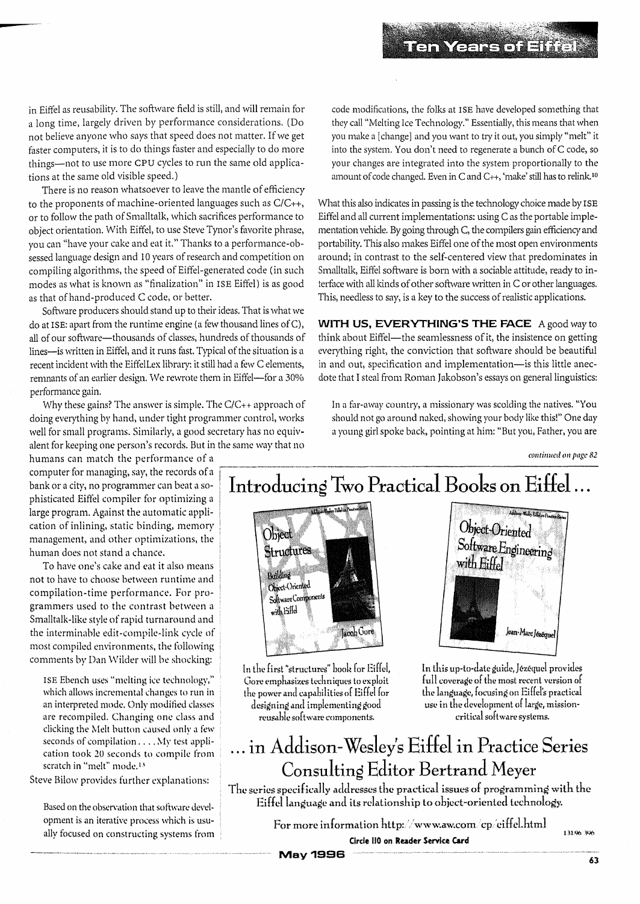in Eiffel as reusability. The software field is still, and will remain for a long time, largely driven by performance considerations. (Do not believe anyone who says that speed does not matter. If we get faster computers, it is to do things faster and especially to do more things—not to use more CPU cycles to run the same old applications at the same old visible speed.)

There is no reason whatsoever to leave the mantle of efficiency to the proponents of machine-oriented languages such as C/C++, or to follow the path of Smalltalk, which sacrifices performance to object orientation. With Eiffel, to use Steve Tynor's favorite phrase, you can "have your cake and eat it." Thanks to a performance-obsessed language design and 10 years of research and competition on compiling algorithms, the speed of Eiffel-generated code (in such modes as what is known as "finalization" in ISE Eiffel) is as good as that of hand-produced C code, or better.

Software producers should stand up to their ideas. That is what we do at ISE: apart from the runtime engine (a few thousand lines of C), all of our software—thousands of classes, hundreds of thousands of lines—is written in Eiffel, and it runs fast. Typical of the situation is a recent incident with the EiffelLex library: it still had a few C elements, remnants of an earlier design. We rewrote them in Eiffel—for a 30% performance gain.

Why these gains? The answer is simple. The C/C++ approach of doing everything by hand, under tight programmer control, works well for small programs. Similarly, a good secretary has no equivalent for keeping one person's records. But in the same way that no humans can match the performance of a computer for managing, say, the records of a bank or a city, no programmer can beat a sophisticated Eiffel compiler for optimizing a large program. Against the automatic application of inlining, static binding, memory management, and other optimizations, the human does not stand a chance.

To have one's cake and eat it also means not to have to choose between runtime and compilation-time performance. For programmers used to the contrast between a Smalltalk-like style of rapid turnaround and the interminable edit-compile-link cycle of most compiled environments, the following comments by Dan Wilder will be shocking:

> ISE Ebench uses "melting ice technology," which allows incremental changes to run in an interpreted mode. Only modified classes are recompiled. Changing one class and clicking the Melt button caused only a few seconds of compilation. . . . My test application took 20 seconds to compile from scratch in "melt" mode.[13]

Steve Bilow provides further explanations:

> Based on the observation that software development is an iterative process which is usually focused on constructing systems from code modifications, the folks at ISE have developed something that they call "Melting Ice Technology." Essentially, this means that when you make a [change] and you want to try it out, you simply "melt" it into the system. You don't need to regenerate a bunch of C code, so your changes are integrated into the system proportionally to the amount of code changed. Even in C and C++, 'make' still has to relink.[10]

What this also indicates in passing is the technology choice made by ISE Eiffel and all current implementations: using C as the portable implementation vehicle. By going through C, the compilers gain efficiency and portability. This also makes Eiffel one of the most open environments around; in contrast to the self-centered view that predominates in Smalltalk, Eiffel software is born with a sociable attitude, ready to interface with all kinds of other software written in C or other languages. This, needless to say, is a key to the success of realistic applications.

## WITH US, EVERYTHING'S THE FACE

A good way to think about Eiffel—the seamlessness of it, the insistence on getting everything right, the conviction that software should be beautiful in and out, specification and implementation—is this little anecdote that I steal from Roman Jakobson's essays on general linguistics:

> In a far-away country, a missionary was scolding the natives. "You should not go around naked, showing your body like this!" One day a young girl spoke back, pointing at him: "But you, Father, you are

*continued on page 82*

---

# Introducing Two Practical Books on Eiffel . . .

**Object Structures: Building Object-Oriented Software Components with Eiffel** — Jacob Gore

In the first "structures" book for Eiffel, Gore emphasizes techniques to exploit the power and capabilities of Eiffel for designing and implementing good reusable software components.

**Object-Oriented Software Engineering with Eiffel** — Jean-Marc Jézéquel

In this up-to-date guide, Jézéquel provides full coverage of the most recent version of the language, focusing on Eiffel's practical use in the development of large, mission-critical software systems.

# . . . in Addison-Wesley's Eiffel in Practice Series

## Consulting Editor Bertrand Meyer

The series specifically addresses the practical issues of programming with the Eiffel language and its relationship to object-oriented technology.

For more information http://www.aw.com/cp/eiffel.html

**Circle 110 on Reader Service Card**